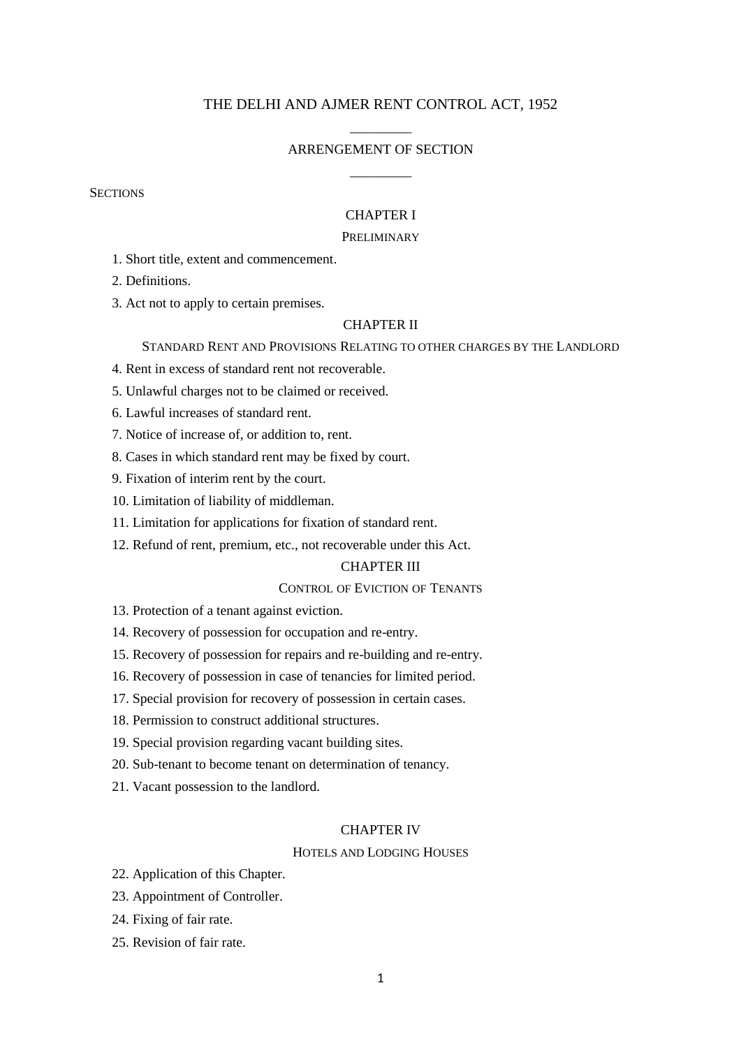# THE DELHI AND AJMER RENT CONTROL ACT, 1952

_________

ARRENGEMENT OF SECTION

_________

SECTIONS

## CHAPTER I

### PRELIMINARY

1. Short title, extent and commencement.

2. Definitions.

3. Act not to apply to certain premises.

## CHAPTER II

### STANDARD RENT AND PROVISIONS RELATING TO OTHER CHARGES BY THE LANDLORD

4. Rent in excess of standard rent not recoverable.

5. Unlawful charges not to be claimed or received.

6. Lawful increases of standard rent.

7. Notice of increase of, or addition to, rent.

8. Cases in which standard rent may be fixed by court.

9. Fixation of interim rent by the court.

10. Limitation of liability of middleman.

11. Limitation for applications for fixation of standard rent.

12. Refund of rent, premium, etc., not recoverable under this Act.

## CHAPTER III

### CONTROL OF EVICTION OF TENANTS

13. Protection of a tenant against eviction.

14. Recovery of possession for occupation and re-entry.

15. Recovery of possession for repairs and re-building and re-entry.

16. Recovery of possession in case of tenancies for limited period.

17. Special provision for recovery of possession in certain cases.

18. Permission to construct additional structures.

19. Special provision regarding vacant building sites.

20. Sub-tenant to become tenant on determination of tenancy.

21. Vacant possession to the landlord.

## CHAPTER IV

### HOTELS AND LODGING HOUSES

22. Application of this Chapter.

23. Appointment of Controller.

24. Fixing of fair rate.

25. Revision of fair rate.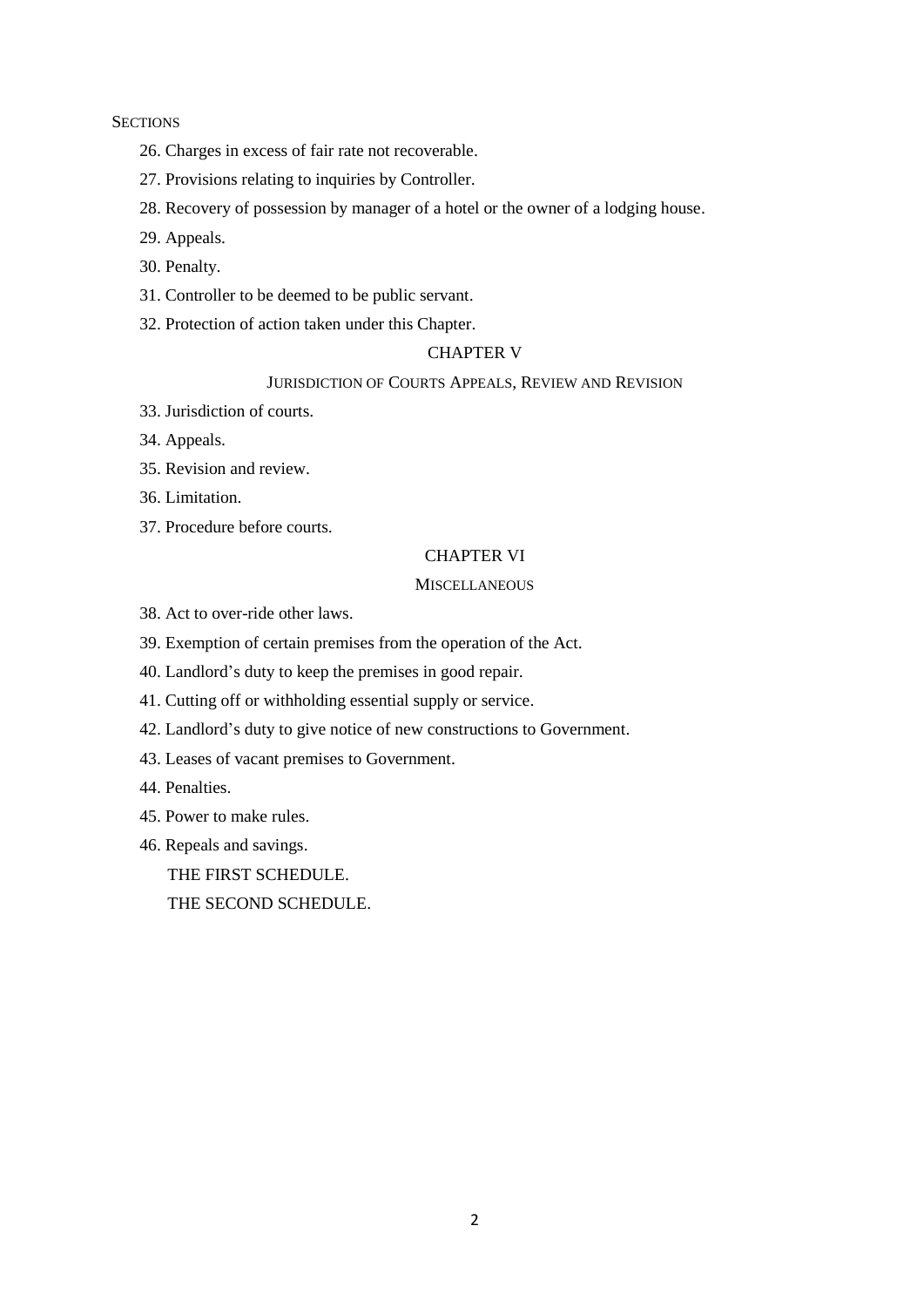SECTIONS

26. Charges in excess of fair rate not recoverable.

27. Provisions relating to inquiries by Controller.

28. Recovery of possession by manager of a hotel or the owner of a lodging house.

29. Appeals.

30. Penalty.

31. Controller to be deemed to be public servant.

32. Protection of action taken under this Chapter.

## CHAPTER V

### JURISDICTION OF COURTS APPEALS, REVIEW AND REVISION

33. Jurisdiction of courts.

34. Appeals.

35. Revision and review.

36. Limitation.

37. Procedure before courts.

## CHAPTER VI

### MISCELLANEOUS

38. Act to over-ride other laws.

39. Exemption of certain premises from the operation of the Act.

40. Landlord's duty to keep the premises in good repair.

41. Cutting off or withholding essential supply or service.

42. Landlord's duty to give notice of new constructions to Government.

43. Leases of vacant premises to Government.

44. Penalties.

45. Power to make rules.

46. Repeals and savings.

THE FIRST SCHEDULE.

THE SECOND SCHEDULE.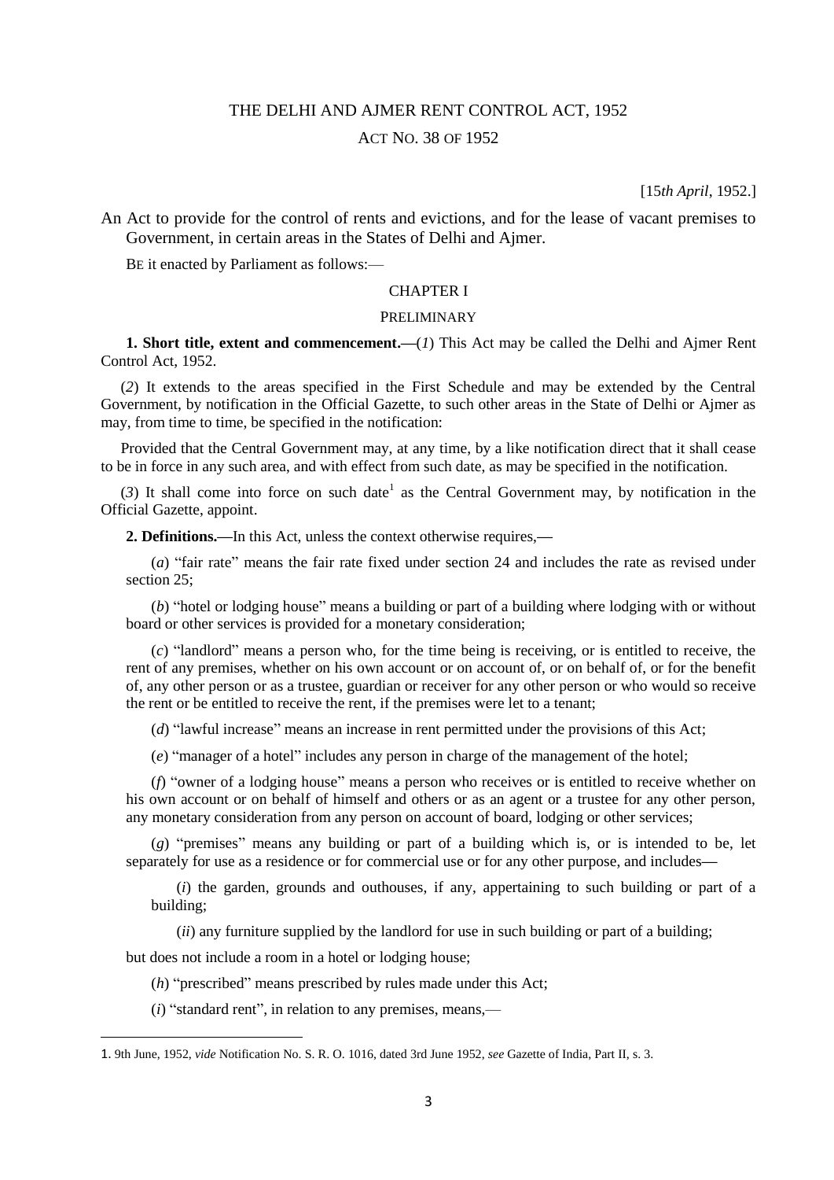# THE DELHI AND AJMER RENT CONTROL ACT, 1952

## ACT NO. 38 OF 1952

[15*th April*, 1952.]

An Act to provide for the control of rents and evictions, and for the lease of vacant premises to Government, in certain areas in the States of Delhi and Ajmer.

BE it enacted by Parliament as follows:—

### CHAPTER I

### PRELIMINARY

**1. Short title, extent and commencement.—**(*1*) This Act may be called the Delhi and Ajmer Rent Control Act, 1952.

(*2*) It extends to the areas specified in the First Schedule and may be extended by the Central Government, by notification in the Official Gazette, to such other areas in the State of Delhi or Ajmer as may, from time to time, be specified in the notification:

Provided that the Central Government may, at any time, by a like notification direct that it shall cease to be in force in any such area, and with effect from such date, as may be specified in the notification.

(*3*) It shall come into force on such date[1] as the Central Government may, by notification in the Official Gazette, appoint.

**2. Definitions.—**In this Act, unless the context otherwise requires,—

(*a*) "fair rate" means the fair rate fixed under section 24 and includes the rate as revised under section 25;

(*b*) "hotel or lodging house" means a building or part of a building where lodging with or without board or other services is provided for a monetary consideration;

(*c*) "landlord" means a person who, for the time being is receiving, or is entitled to receive, the rent of any premises, whether on his own account or on account of, or on behalf of, or for the benefit of, any other person or as a trustee, guardian or receiver for any other person or who would so receive the rent or be entitled to receive the rent, if the premises were let to a tenant;

(*d*) "lawful increase" means an increase in rent permitted under the provisions of this Act;

(*e*) "manager of a hotel" includes any person in charge of the management of the hotel;

(*f*) "owner of a lodging house" means a person who receives or is entitled to receive whether on his own account or on behalf of himself and others or as an agent or a trustee for any other person, any monetary consideration from any person on account of board, lodging or other services;

(*g*) "premises" means any building or part of a building which is, or is intended to be, let separately for use as a residence or for commercial use or for any other purpose, and includes—

(*i*) the garden, grounds and outhouses, if any, appertaining to such building or part of a building;

(*ii*) any furniture supplied by the landlord for use in such building or part of a building;

but does not include a room in a hotel or lodging house;

(*h*) "prescribed" means prescribed by rules made under this Act;

(*i*) "standard rent", in relation to any premises, means,—

---

1. 9th June, 1952, *vide* Notification No. S. R. O. 1016, dated 3rd June 1952, *see* Gazette of India, Part II, s. 3.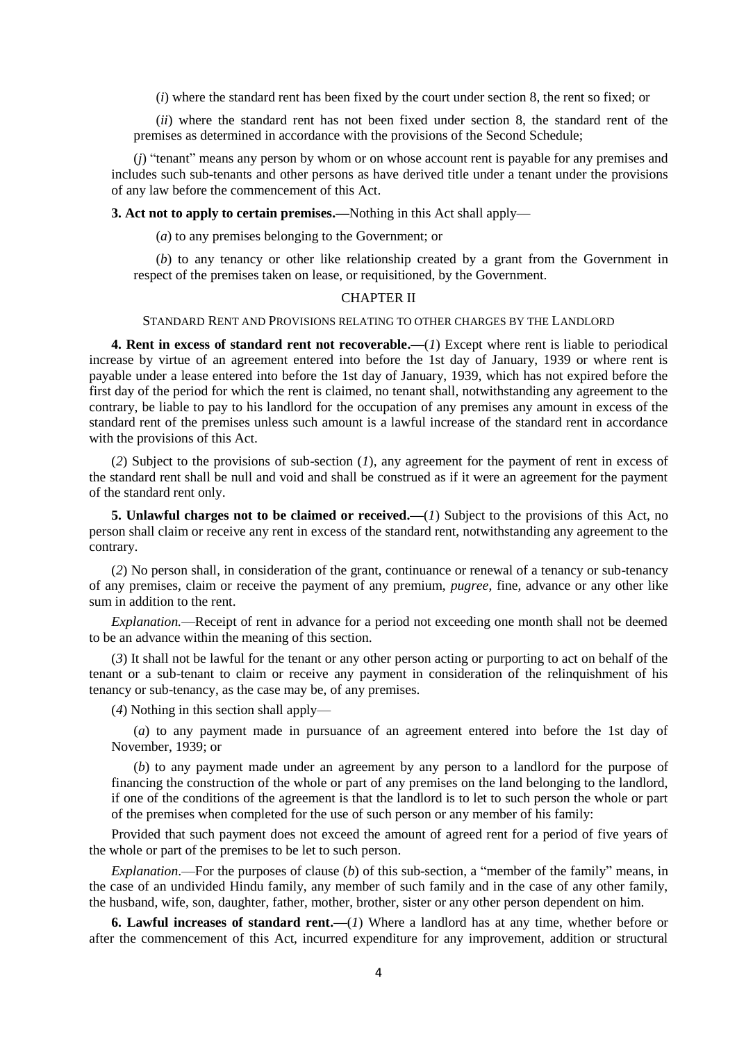(*i*) where the standard rent has been fixed by the court under section 8, the rent so fixed; or

(*ii*) where the standard rent has not been fixed under section 8, the standard rent of the premises as determined in accordance with the provisions of the Second Schedule;

(*j*) "tenant" means any person by whom or on whose account rent is payable for any premises and includes such sub-tenants and other persons as have derived title under a tenant under the provisions of any law before the commencement of this Act.

**3. Act not to apply to certain premises.—**Nothing in this Act shall apply—

(*a*) to any premises belonging to the Government; or

(*b*) to any tenancy or other like relationship created by a grant from the Government in respect of the premises taken on lease, or requisitioned, by the Government.

## CHAPTER II

### STANDARD RENT AND PROVISIONS RELATING TO OTHER CHARGES BY THE LANDLORD

**4. Rent in excess of standard rent not recoverable.—**(*1*) Except where rent is liable to periodical increase by virtue of an agreement entered into before the 1st day of January, 1939 or where rent is payable under a lease entered into before the 1st day of January, 1939, which has not expired before the first day of the period for which the rent is claimed, no tenant shall, notwithstanding any agreement to the contrary, be liable to pay to his landlord for the occupation of any premises any amount in excess of the standard rent of the premises unless such amount is a lawful increase of the standard rent in accordance with the provisions of this Act.

(*2*) Subject to the provisions of sub-section (*1*), any agreement for the payment of rent in excess of the standard rent shall be null and void and shall be construed as if it were an agreement for the payment of the standard rent only.

**5. Unlawful charges not to be claimed or received.—**(*1*) Subject to the provisions of this Act, no person shall claim or receive any rent in excess of the standard rent, notwithstanding any agreement to the contrary.

(*2*) No person shall, in consideration of the grant, continuance or renewal of a tenancy or sub-tenancy of any premises, claim or receive the payment of any premium, *pugree*, fine, advance or any other like sum in addition to the rent.

*Explanation.*—Receipt of rent in advance for a period not exceeding one month shall not be deemed to be an advance within the meaning of this section.

(*3*) It shall not be lawful for the tenant or any other person acting or purporting to act on behalf of the tenant or a sub-tenant to claim or receive any payment in consideration of the relinquishment of his tenancy or sub-tenancy, as the case may be, of any premises.

(*4*) Nothing in this section shall apply—

(*a*) to any payment made in pursuance of an agreement entered into before the 1st day of November, 1939; or

(*b*) to any payment made under an agreement by any person to a landlord for the purpose of financing the construction of the whole or part of any premises on the land belonging to the landlord, if one of the conditions of the agreement is that the landlord is to let to such person the whole or part of the premises when completed for the use of such person or any member of his family:

Provided that such payment does not exceed the amount of agreed rent for a period of five years of the whole or part of the premises to be let to such person.

*Explanation*.—For the purposes of clause (*b*) of this sub-section, a "member of the family" means, in the case of an undivided Hindu family, any member of such family and in the case of any other family, the husband, wife, son, daughter, father, mother, brother, sister or any other person dependent on him.

**6. Lawful increases of standard rent.—**(*1*) Where a landlord has at any time, whether before or after the commencement of this Act, incurred expenditure for any improvement, addition or structural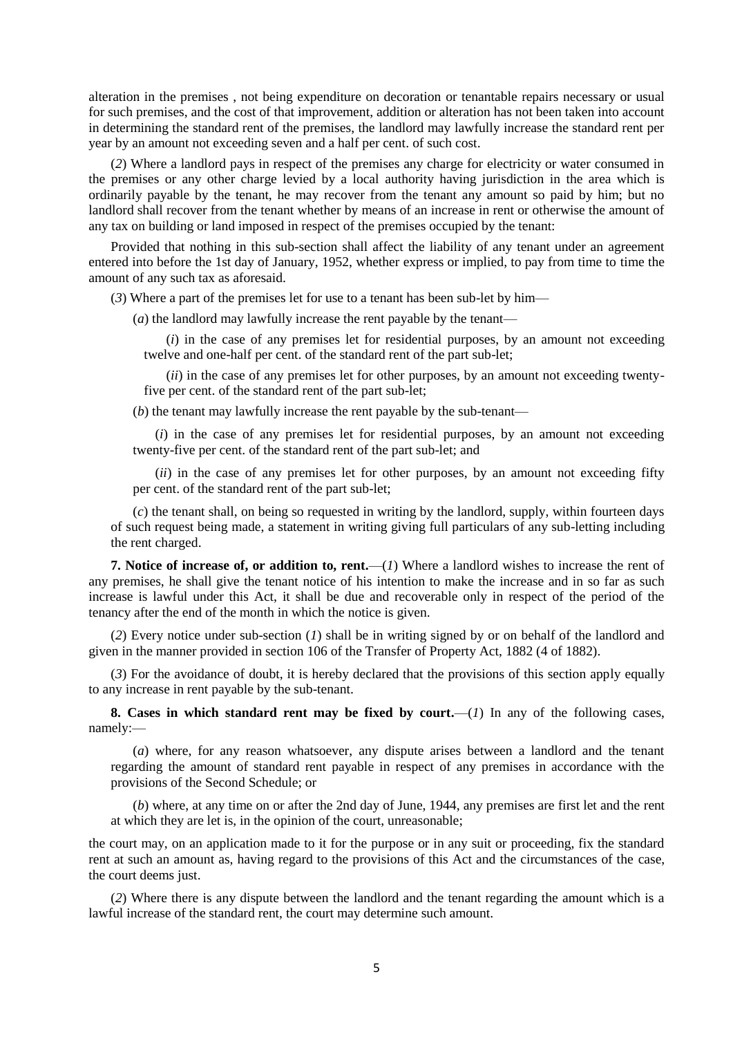alteration in the premises , not being expenditure on decoration or tenantable repairs necessary or usual for such premises, and the cost of that improvement, addition or alteration has not been taken into account in determining the standard rent of the premises, the landlord may lawfully increase the standard rent per year by an amount not exceeding seven and a half per cent. of such cost.

(*2*) Where a landlord pays in respect of the premises any charge for electricity or water consumed in the premises or any other charge levied by a local authority having jurisdiction in the area which is ordinarily payable by the tenant, he may recover from the tenant any amount so paid by him; but no landlord shall recover from the tenant whether by means of an increase in rent or otherwise the amount of any tax on building or land imposed in respect of the premises occupied by the tenant:

Provided that nothing in this sub-section shall affect the liability of any tenant under an agreement entered into before the 1st day of January, 1952, whether express or implied, to pay from time to time the amount of any such tax as aforesaid.

(*3*) Where a part of the premises let for use to a tenant has been sub-let by him—

(*a*) the landlord may lawfully increase the rent payable by the tenant—

(*i*) in the case of any premises let for residential purposes, by an amount not exceeding twelve and one-half per cent. of the standard rent of the part sub-let;

(*ii*) in the case of any premises let for other purposes, by an amount not exceeding twenty-five per cent. of the standard rent of the part sub-let;

(*b*) the tenant may lawfully increase the rent payable by the sub-tenant—

(*i*) in the case of any premises let for residential purposes, by an amount not exceeding twenty-five per cent. of the standard rent of the part sub-let; and

(*ii*) in the case of any premises let for other purposes, by an amount not exceeding fifty per cent. of the standard rent of the part sub-let;

(*c*) the tenant shall, on being so requested in writing by the landlord, supply, within fourteen days of such request being made, a statement in writing giving full particulars of any sub-letting including the rent charged.

**7. Notice of increase of, or addition to, rent.**—(*1*) Where a landlord wishes to increase the rent of any premises, he shall give the tenant notice of his intention to make the increase and in so far as such increase is lawful under this Act, it shall be due and recoverable only in respect of the period of the tenancy after the end of the month in which the notice is given.

(*2*) Every notice under sub-section (*1*) shall be in writing signed by or on behalf of the landlord and given in the manner provided in section 106 of the Transfer of Property Act, 1882 (4 of 1882).

(*3*) For the avoidance of doubt, it is hereby declared that the provisions of this section apply equally to any increase in rent payable by the sub-tenant.

**8. Cases in which standard rent may be fixed by court.**—(*1*) In any of the following cases, namely:—

(*a*) where, for any reason whatsoever, any dispute arises between a landlord and the tenant regarding the amount of standard rent payable in respect of any premises in accordance with the provisions of the Second Schedule; or

(*b*) where, at any time on or after the 2nd day of June, 1944, any premises are first let and the rent at which they are let is, in the opinion of the court, unreasonable;

the court may, on an application made to it for the purpose or in any suit or proceeding, fix the standard rent at such an amount as, having regard to the provisions of this Act and the circumstances of the case, the court deems just.

(*2*) Where there is any dispute between the landlord and the tenant regarding the amount which is a lawful increase of the standard rent, the court may determine such amount.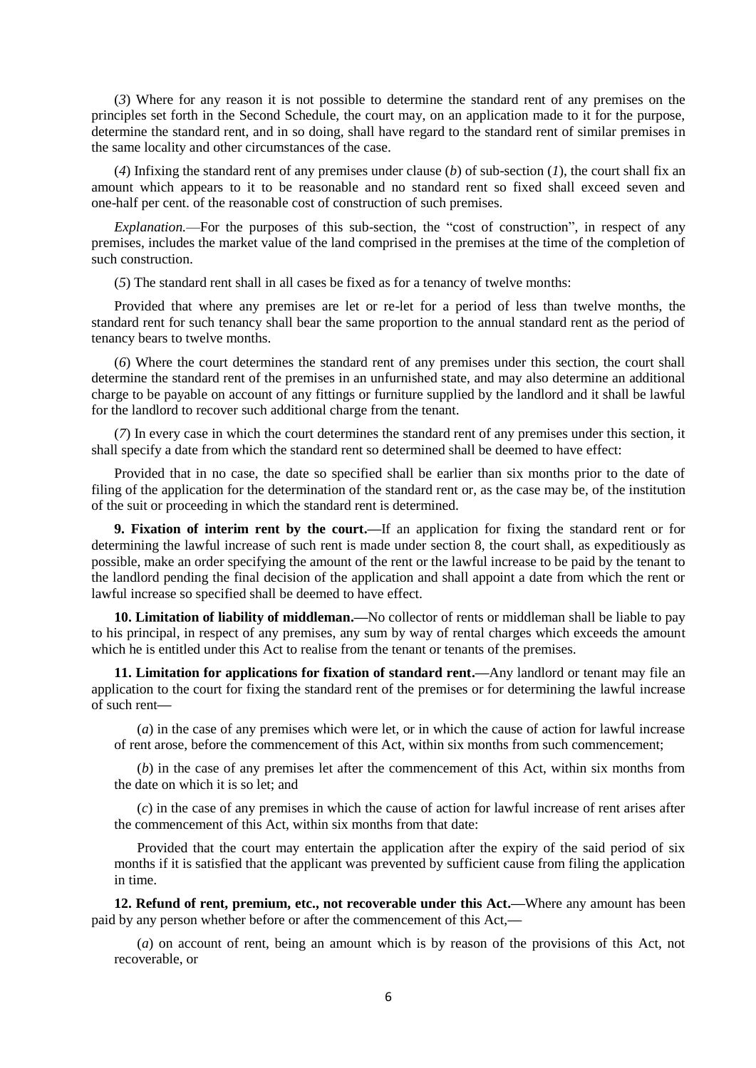(*3*) Where for any reason it is not possible to determine the standard rent of any premises on the principles set forth in the Second Schedule, the court may, on an application made to it for the purpose, determine the standard rent, and in so doing, shall have regard to the standard rent of similar premises in the same locality and other circumstances of the case.

(*4*) Infixing the standard rent of any premises under clause (*b*) of sub-section (*1*), the court shall fix an amount which appears to it to be reasonable and no standard rent so fixed shall exceed seven and one-half per cent. of the reasonable cost of construction of such premises.

*Explanation.*—For the purposes of this sub-section, the "cost of construction", in respect of any premises, includes the market value of the land comprised in the premises at the time of the completion of such construction.

(*5*) The standard rent shall in all cases be fixed as for a tenancy of twelve months:

Provided that where any premises are let or re-let for a period of less than twelve months, the standard rent for such tenancy shall bear the same proportion to the annual standard rent as the period of tenancy bears to twelve months.

(*6*) Where the court determines the standard rent of any premises under this section, the court shall determine the standard rent of the premises in an unfurnished state, and may also determine an additional charge to be payable on account of any fittings or furniture supplied by the landlord and it shall be lawful for the landlord to recover such additional charge from the tenant.

(*7*) In every case in which the court determines the standard rent of any premises under this section, it shall specify a date from which the standard rent so determined shall be deemed to have effect:

Provided that in no case, the date so specified shall be earlier than six months prior to the date of filing of the application for the determination of the standard rent or, as the case may be, of the institution of the suit or proceeding in which the standard rent is determined.

**9. Fixation of interim rent by the court.—**If an application for fixing the standard rent or for determining the lawful increase of such rent is made under section 8, the court shall, as expeditiously as possible, make an order specifying the amount of the rent or the lawful increase to be paid by the tenant to the landlord pending the final decision of the application and shall appoint a date from which the rent or lawful increase so specified shall be deemed to have effect.

**10. Limitation of liability of middleman.—**No collector of rents or middleman shall be liable to pay to his principal, in respect of any premises, any sum by way of rental charges which exceeds the amount which he is entitled under this Act to realise from the tenant or tenants of the premises.

**11. Limitation for applications for fixation of standard rent.—**Any landlord or tenant may file an application to the court for fixing the standard rent of the premises or for determining the lawful increase of such rent—

(*a*) in the case of any premises which were let, or in which the cause of action for lawful increase of rent arose, before the commencement of this Act, within six months from such commencement;

(*b*) in the case of any premises let after the commencement of this Act, within six months from the date on which it is so let; and

(*c*) in the case of any premises in which the cause of action for lawful increase of rent arises after the commencement of this Act, within six months from that date:

Provided that the court may entertain the application after the expiry of the said period of six months if it is satisfied that the applicant was prevented by sufficient cause from filing the application in time.

**12. Refund of rent, premium, etc., not recoverable under this Act.—**Where any amount has been paid by any person whether before or after the commencement of this Act,—

(*a*) on account of rent, being an amount which is by reason of the provisions of this Act, not recoverable, or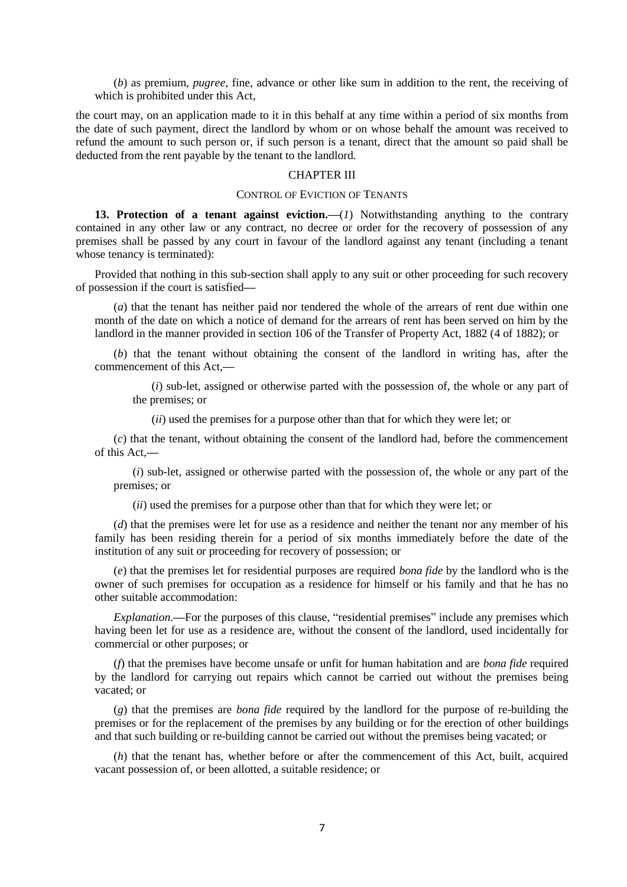(*b*) as premium, *pugree*, fine, advance or other like sum in addition to the rent, the receiving of which is prohibited under this Act,

the court may, on an application made to it in this behalf at any time within a period of six months from the date of such payment, direct the landlord by whom or on whose behalf the amount was received to refund the amount to such person or, if such person is a tenant, direct that the amount so paid shall be deducted from the rent payable by the tenant to the landlord.

## CHAPTER III

### CONTROL OF EVICTION OF TENANTS

**13. Protection of a tenant against eviction.—**(*1*) Notwithstanding anything to the contrary contained in any other law or any contract, no decree or order for the recovery of possession of any premises shall be passed by any court in favour of the landlord against any tenant (including a tenant whose tenancy is terminated):

Provided that nothing in this sub-section shall apply to any suit or other proceeding for such recovery of possession if the court is satisfied—

(*a*) that the tenant has neither paid nor tendered the whole of the arrears of rent due within one month of the date on which a notice of demand for the arrears of rent has been served on him by the landlord in the manner provided in section 106 of the Transfer of Property Act, 1882 (4 of 1882); or

(*b*) that the tenant without obtaining the consent of the landlord in writing has, after the commencement of this Act,—

(*i*) sub-let, assigned or otherwise parted with the possession of, the whole or any part of the premises; or

(*ii*) used the premises for a purpose other than that for which they were let; or

(*c*) that the tenant, without obtaining the consent of the landlord had, before the commencement of this Act,—

(*i*) sub-let, assigned or otherwise parted with the possession of, the whole or any part of the premises; or

(*ii*) used the premises for a purpose other than that for which they were let; or

(*d*) that the premises were let for use as a residence and neither the tenant nor any member of his family has been residing therein for a period of six months immediately before the date of the institution of any suit or proceeding for recovery of possession; or

(*e*) that the premises let for residential purposes are required *bona fide* by the landlord who is the owner of such premises for occupation as a residence for himself or his family and that he has no other suitable accommodation:

*Explanation*.—For the purposes of this clause, "residential premises" include any premises which having been let for use as a residence are, without the consent of the landlord, used incidentally for commercial or other purposes; or

(*f*) that the premises have become unsafe or unfit for human habitation and are *bona fide* required by the landlord for carrying out repairs which cannot be carried out without the premises being vacated; or

(*g*) that the premises are *bona fide* required by the landlord for the purpose of re-building the premises or for the replacement of the premises by any building or for the erection of other buildings and that such building or re-building cannot be carried out without the premises being vacated; or

(*h*) that the tenant has, whether before or after the commencement of this Act, built, acquired vacant possession of, or been allotted, a suitable residence; or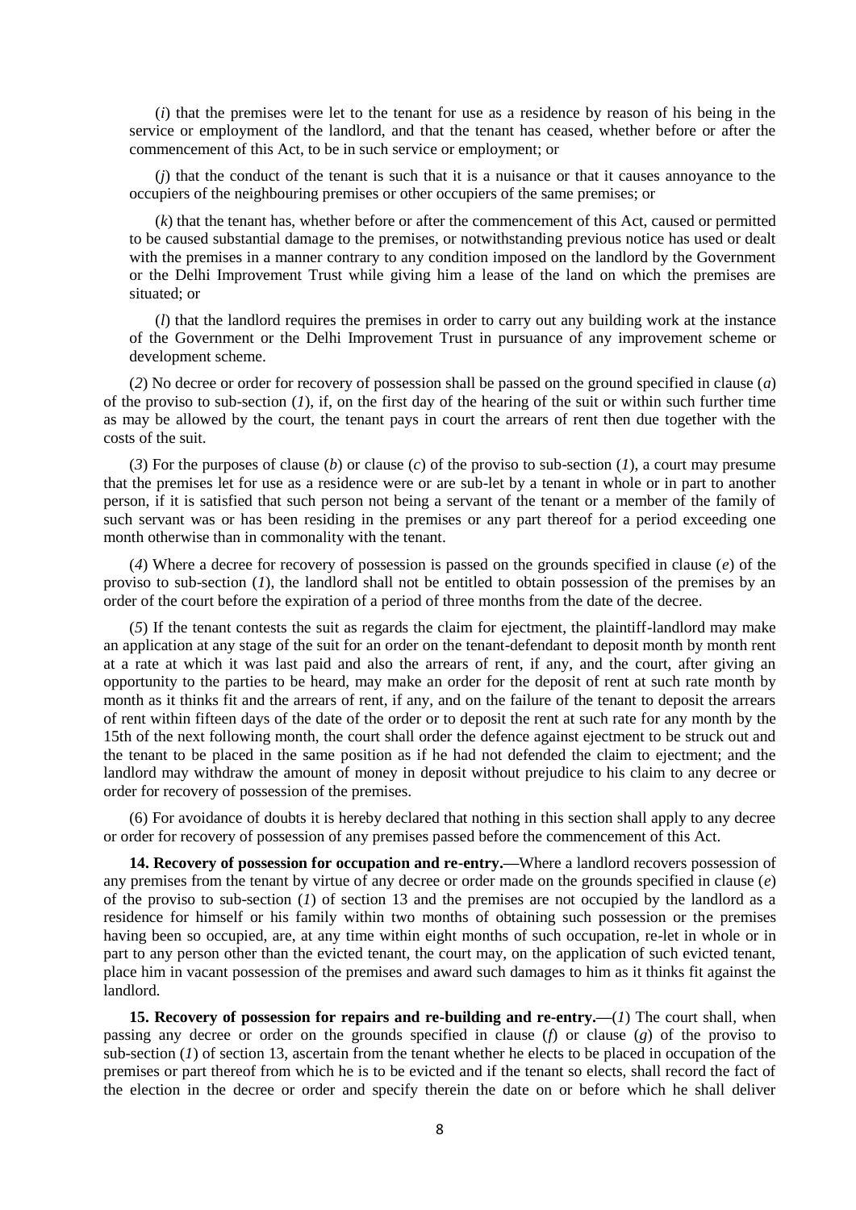(*i*) that the premises were let to the tenant for use as a residence by reason of his being in the service or employment of the landlord, and that the tenant has ceased, whether before or after the commencement of this Act, to be in such service or employment; or

(*j*) that the conduct of the tenant is such that it is a nuisance or that it causes annoyance to the occupiers of the neighbouring premises or other occupiers of the same premises; or

(*k*) that the tenant has, whether before or after the commencement of this Act, caused or permitted to be caused substantial damage to the premises, or notwithstanding previous notice has used or dealt with the premises in a manner contrary to any condition imposed on the landlord by the Government or the Delhi Improvement Trust while giving him a lease of the land on which the premises are situated; or

(*l*) that the landlord requires the premises in order to carry out any building work at the instance of the Government or the Delhi Improvement Trust in pursuance of any improvement scheme or development scheme.

(*2*) No decree or order for recovery of possession shall be passed on the ground specified in clause (*a*) of the proviso to sub-section (*1*), if, on the first day of the hearing of the suit or within such further time as may be allowed by the court, the tenant pays in court the arrears of rent then due together with the costs of the suit.

(*3*) For the purposes of clause (*b*) or clause (*c*) of the proviso to sub-section (*1*), a court may presume that the premises let for use as a residence were or are sub-let by a tenant in whole or in part to another person, if it is satisfied that such person not being a servant of the tenant or a member of the family of such servant was or has been residing in the premises or any part thereof for a period exceeding one month otherwise than in commonality with the tenant.

(*4*) Where a decree for recovery of possession is passed on the grounds specified in clause (*e*) of the proviso to sub-section (*1*), the landlord shall not be entitled to obtain possession of the premises by an order of the court before the expiration of a period of three months from the date of the decree.

(*5*) If the tenant contests the suit as regards the claim for ejectment, the plaintiff-landlord may make an application at any stage of the suit for an order on the tenant-defendant to deposit month by month rent at a rate at which it was last paid and also the arrears of rent, if any, and the court, after giving an opportunity to the parties to be heard, may make an order for the deposit of rent at such rate month by month as it thinks fit and the arrears of rent, if any, and on the failure of the tenant to deposit the arrears of rent within fifteen days of the date of the order or to deposit the rent at such rate for any month by the 15th of the next following month, the court shall order the defence against ejectment to be struck out and the tenant to be placed in the same position as if he had not defended the claim to ejectment; and the landlord may withdraw the amount of money in deposit without prejudice to his claim to any decree or order for recovery of possession of the premises.

(6) For avoidance of doubts it is hereby declared that nothing in this section shall apply to any decree or order for recovery of possession of any premises passed before the commencement of this Act.

**14. Recovery of possession for occupation and re-entry.—**Where a landlord recovers possession of any premises from the tenant by virtue of any decree or order made on the grounds specified in clause (*e*) of the proviso to sub-section (*1*) of section 13 and the premises are not occupied by the landlord as a residence for himself or his family within two months of obtaining such possession or the premises having been so occupied, are, at any time within eight months of such occupation, re-let in whole or in part to any person other than the evicted tenant, the court may, on the application of such evicted tenant, place him in vacant possession of the premises and award such damages to him as it thinks fit against the landlord.

**15. Recovery of possession for repairs and re-building and re-entry.—**(*1*) The court shall, when passing any decree or order on the grounds specified in clause (*f*) or clause (*g*) of the proviso to sub-section (*1*) of section 13, ascertain from the tenant whether he elects to be placed in occupation of the premises or part thereof from which he is to be evicted and if the tenant so elects, shall record the fact of the election in the decree or order and specify therein the date on or before which he shall deliver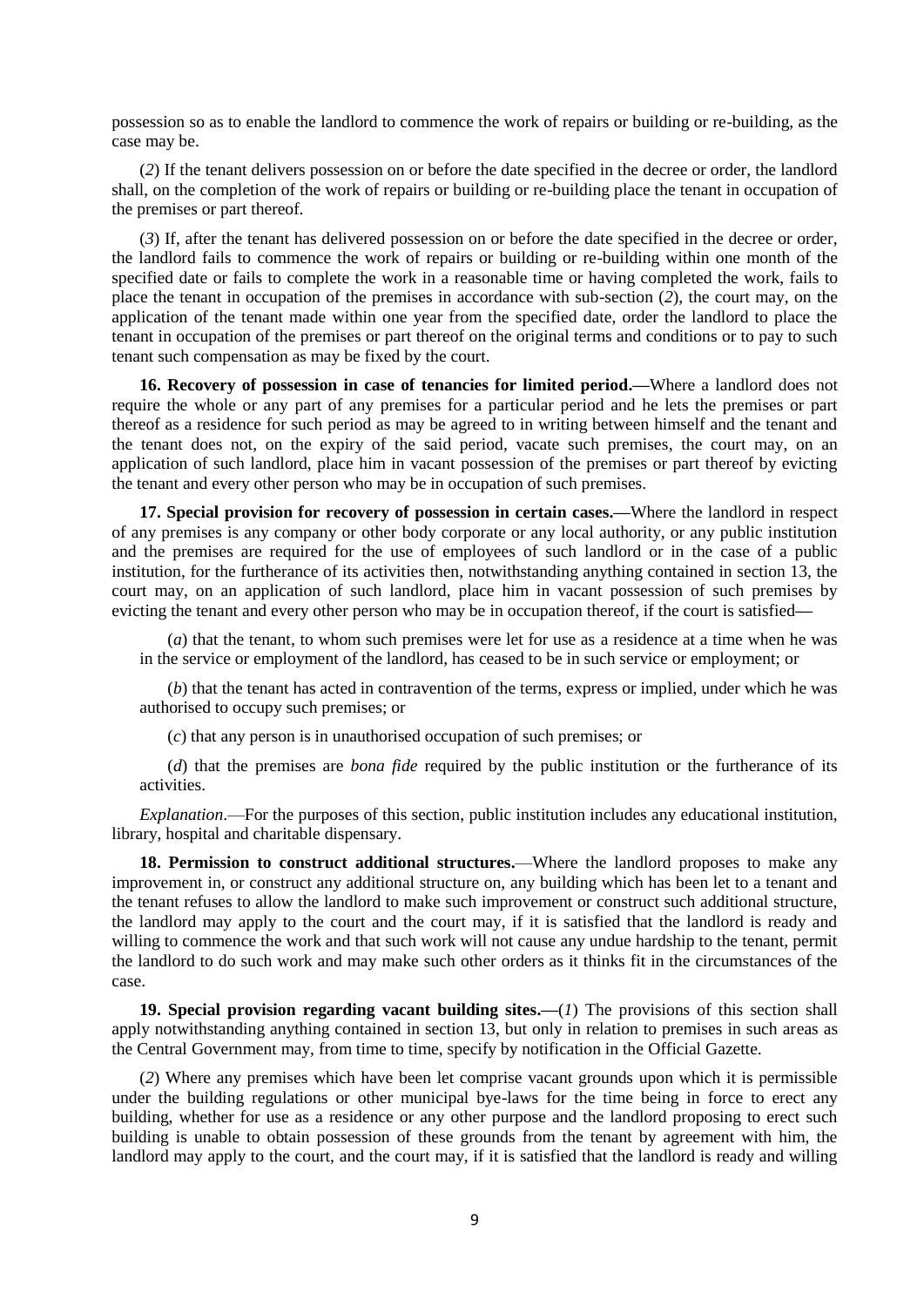possession so as to enable the landlord to commence the work of repairs or building or re-building, as the case may be.

(*2*) If the tenant delivers possession on or before the date specified in the decree or order, the landlord shall, on the completion of the work of repairs or building or re-building place the tenant in occupation of the premises or part thereof.

(*3*) If, after the tenant has delivered possession on or before the date specified in the decree or order, the landlord fails to commence the work of repairs or building or re-building within one month of the specified date or fails to complete the work in a reasonable time or having completed the work, fails to place the tenant in occupation of the premises in accordance with sub-section (*2*), the court may, on the application of the tenant made within one year from the specified date, order the landlord to place the tenant in occupation of the premises or part thereof on the original terms and conditions or to pay to such tenant such compensation as may be fixed by the court.

**16. Recovery of possession in case of tenancies for limited period.—**Where a landlord does not require the whole or any part of any premises for a particular period and he lets the premises or part thereof as a residence for such period as may be agreed to in writing between himself and the tenant and the tenant does not, on the expiry of the said period, vacate such premises, the court may, on an application of such landlord, place him in vacant possession of the premises or part thereof by evicting the tenant and every other person who may be in occupation of such premises.

**17. Special provision for recovery of possession in certain cases.—**Where the landlord in respect of any premises is any company or other body corporate or any local authority, or any public institution and the premises are required for the use of employees of such landlord or in the case of a public institution, for the furtherance of its activities then, notwithstanding anything contained in section 13, the court may, on an application of such landlord, place him in vacant possession of such premises by evicting the tenant and every other person who may be in occupation thereof, if the court is satisfied—

(*a*) that the tenant, to whom such premises were let for use as a residence at a time when he was in the service or employment of the landlord, has ceased to be in such service or employment; or

(*b*) that the tenant has acted in contravention of the terms, express or implied, under which he was authorised to occupy such premises; or

(*c*) that any person is in unauthorised occupation of such premises; or

(*d*) that the premises are *bona fide* required by the public institution or the furtherance of its activities.

*Explanation*.—For the purposes of this section, public institution includes any educational institution, library, hospital and charitable dispensary.

**18. Permission to construct additional structures.**—Where the landlord proposes to make any improvement in, or construct any additional structure on, any building which has been let to a tenant and the tenant refuses to allow the landlord to make such improvement or construct such additional structure, the landlord may apply to the court and the court may, if it is satisfied that the landlord is ready and willing to commence the work and that such work will not cause any undue hardship to the tenant, permit the landlord to do such work and may make such other orders as it thinks fit in the circumstances of the case.

**19. Special provision regarding vacant building sites.—**(*1*) The provisions of this section shall apply notwithstanding anything contained in section 13, but only in relation to premises in such areas as the Central Government may, from time to time, specify by notification in the Official Gazette.

(*2*) Where any premises which have been let comprise vacant grounds upon which it is permissible under the building regulations or other municipal bye-laws for the time being in force to erect any building, whether for use as a residence or any other purpose and the landlord proposing to erect such building is unable to obtain possession of these grounds from the tenant by agreement with him, the landlord may apply to the court, and the court may, if it is satisfied that the landlord is ready and willing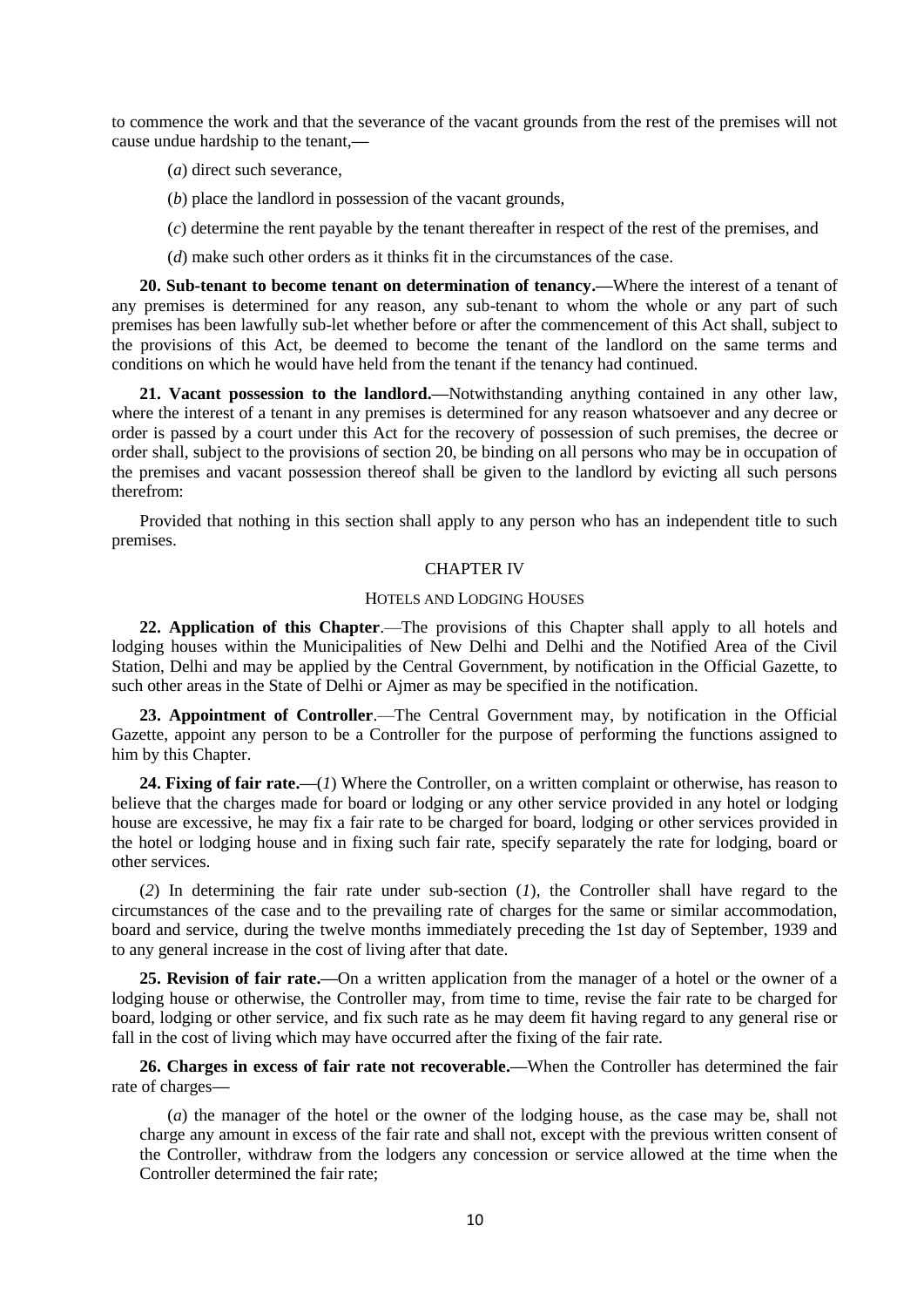to commence the work and that the severance of the vacant grounds from the rest of the premises will not cause undue hardship to the tenant,—

(*a*) direct such severance,

(*b*) place the landlord in possession of the vacant grounds,

(*c*) determine the rent payable by the tenant thereafter in respect of the rest of the premises, and

(*d*) make such other orders as it thinks fit in the circumstances of the case.

**20. Sub-tenant to become tenant on determination of tenancy.—**Where the interest of a tenant of any premises is determined for any reason, any sub-tenant to whom the whole or any part of such premises has been lawfully sub-let whether before or after the commencement of this Act shall, subject to the provisions of this Act, be deemed to become the tenant of the landlord on the same terms and conditions on which he would have held from the tenant if the tenancy had continued.

**21. Vacant possession to the landlord.—**Notwithstanding anything contained in any other law, where the interest of a tenant in any premises is determined for any reason whatsoever and any decree or order is passed by a court under this Act for the recovery of possession of such premises, the decree or order shall, subject to the provisions of section 20, be binding on all persons who may be in occupation of the premises and vacant possession thereof shall be given to the landlord by evicting all such persons therefrom:

Provided that nothing in this section shall apply to any person who has an independent title to such premises.

## CHAPTER IV

### HOTELS AND LODGING HOUSES

**22. Application of this Chapter**.—The provisions of this Chapter shall apply to all hotels and lodging houses within the Municipalities of New Delhi and Delhi and the Notified Area of the Civil Station, Delhi and may be applied by the Central Government, by notification in the Official Gazette, to such other areas in the State of Delhi or Ajmer as may be specified in the notification.

**23. Appointment of Controller**.—The Central Government may, by notification in the Official Gazette, appoint any person to be a Controller for the purpose of performing the functions assigned to him by this Chapter.

**24. Fixing of fair rate.—**(*1*) Where the Controller, on a written complaint or otherwise, has reason to believe that the charges made for board or lodging or any other service provided in any hotel or lodging house are excessive, he may fix a fair rate to be charged for board, lodging or other services provided in the hotel or lodging house and in fixing such fair rate, specify separately the rate for lodging, board or other services.

(*2*) In determining the fair rate under sub-section (*1*), the Controller shall have regard to the circumstances of the case and to the prevailing rate of charges for the same or similar accommodation, board and service, during the twelve months immediately preceding the 1st day of September, 1939 and to any general increase in the cost of living after that date.

**25. Revision of fair rate.—**On a written application from the manager of a hotel or the owner of a lodging house or otherwise, the Controller may, from time to time, revise the fair rate to be charged for board, lodging or other service, and fix such rate as he may deem fit having regard to any general rise or fall in the cost of living which may have occurred after the fixing of the fair rate.

**26. Charges in excess of fair rate not recoverable.—**When the Controller has determined the fair rate of charges—

(*a*) the manager of the hotel or the owner of the lodging house, as the case may be, shall not charge any amount in excess of the fair rate and shall not, except with the previous written consent of the Controller, withdraw from the lodgers any concession or service allowed at the time when the Controller determined the fair rate;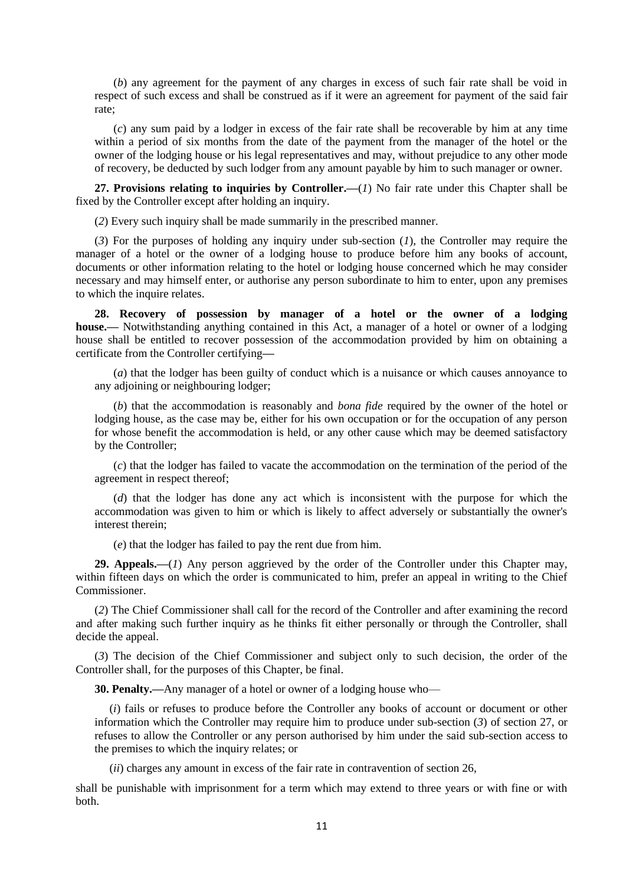(*b*) any agreement for the payment of any charges in excess of such fair rate shall be void in respect of such excess and shall be construed as if it were an agreement for payment of the said fair rate;

(*c*) any sum paid by a lodger in excess of the fair rate shall be recoverable by him at any time within a period of six months from the date of the payment from the manager of the hotel or the owner of the lodging house or his legal representatives and may, without prejudice to any other mode of recovery, be deducted by such lodger from any amount payable by him to such manager or owner.

**27. Provisions relating to inquiries by Controller.**—(*1*) No fair rate under this Chapter shall be fixed by the Controller except after holding an inquiry.

(*2*) Every such inquiry shall be made summarily in the prescribed manner.

(*3*) For the purposes of holding any inquiry under sub-section (*1*), the Controller may require the manager of a hotel or the owner of a lodging house to produce before him any books of account, documents or other information relating to the hotel or lodging house concerned which he may consider necessary and may himself enter, or authorise any person subordinate to him to enter, upon any premises to which the inquire relates.

**28. Recovery of possession by manager of a hotel or the owner of a lodging house.**— Notwithstanding anything contained in this Act, a manager of a hotel or owner of a lodging house shall be entitled to recover possession of the accommodation provided by him on obtaining a certificate from the Controller certifying—

(*a*) that the lodger has been guilty of conduct which is a nuisance or which causes annoyance to any adjoining or neighbouring lodger;

(*b*) that the accommodation is reasonably and *bona fide* required by the owner of the hotel or lodging house, as the case may be, either for his own occupation or for the occupation of any person for whose benefit the accommodation is held, or any other cause which may be deemed satisfactory by the Controller;

(*c*) that the lodger has failed to vacate the accommodation on the termination of the period of the agreement in respect thereof;

(*d*) that the lodger has done any act which is inconsistent with the purpose for which the accommodation was given to him or which is likely to affect adversely or substantially the owner's interest therein;

(*e*) that the lodger has failed to pay the rent due from him.

**29. Appeals.**—(*1*) Any person aggrieved by the order of the Controller under this Chapter may, within fifteen days on which the order is communicated to him, prefer an appeal in writing to the Chief Commissioner.

(*2*) The Chief Commissioner shall call for the record of the Controller and after examining the record and after making such further inquiry as he thinks fit either personally or through the Controller, shall decide the appeal.

(*3*) The decision of the Chief Commissioner and subject only to such decision, the order of the Controller shall, for the purposes of this Chapter, be final.

**30. Penalty.**—Any manager of a hotel or owner of a lodging house who—

(*i*) fails or refuses to produce before the Controller any books of account or document or other information which the Controller may require him to produce under sub-section (*3*) of section 27, or refuses to allow the Controller or any person authorised by him under the said sub-section access to the premises to which the inquiry relates; or

(*ii*) charges any amount in excess of the fair rate in contravention of section 26,

shall be punishable with imprisonment for a term which may extend to three years or with fine or with both.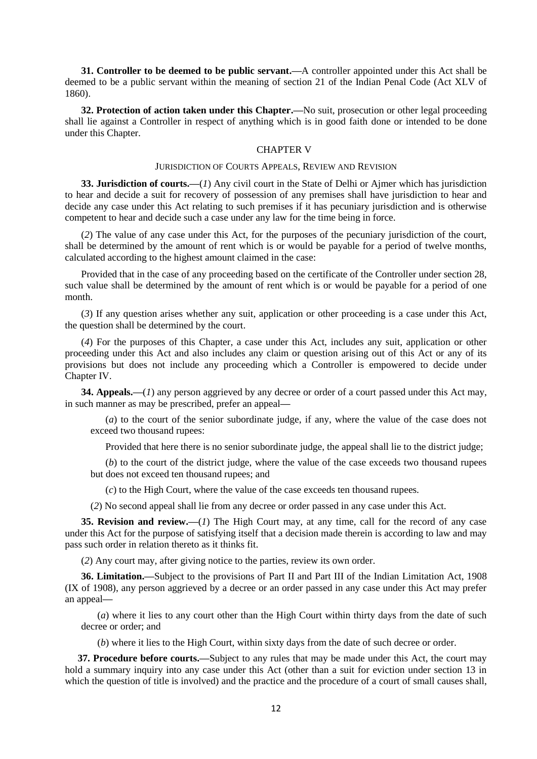**31. Controller to be deemed to be public servant.—**A controller appointed under this Act shall be deemed to be a public servant within the meaning of section 21 of the Indian Penal Code (Act XLV of 1860).

**32. Protection of action taken under this Chapter.—**No suit, prosecution or other legal proceeding shall lie against a Controller in respect of anything which is in good faith done or intended to be done under this Chapter.

CHAPTER V

JURISDICTION OF COURTS APPEALS, REVIEW AND REVISION

**33. Jurisdiction of courts.—**(*1*) Any civil court in the State of Delhi or Ajmer which has jurisdiction to hear and decide a suit for recovery of possession of any premises shall have jurisdiction to hear and decide any case under this Act relating to such premises if it has pecuniary jurisdiction and is otherwise competent to hear and decide such a case under any law for the time being in force.

(*2*) The value of any case under this Act, for the purposes of the pecuniary jurisdiction of the court, shall be determined by the amount of rent which is or would be payable for a period of twelve months, calculated according to the highest amount claimed in the case:

Provided that in the case of any proceeding based on the certificate of the Controller under section 28, such value shall be determined by the amount of rent which is or would be payable for a period of one month.

(*3*) If any question arises whether any suit, application or other proceeding is a case under this Act, the question shall be determined by the court.

(*4*) For the purposes of this Chapter, a case under this Act, includes any suit, application or other proceeding under this Act and also includes any claim or question arising out of this Act or any of its provisions but does not include any proceeding which a Controller is empowered to decide under Chapter IV.

**34. Appeals.—**(*1*) any person aggrieved by any decree or order of a court passed under this Act may, in such manner as may be prescribed, prefer an appeal—

(*a*) to the court of the senior subordinate judge, if any, where the value of the case does not exceed two thousand rupees:

Provided that here there is no senior subordinate judge, the appeal shall lie to the district judge;

(*b*) to the court of the district judge, where the value of the case exceeds two thousand rupees but does not exceed ten thousand rupees; and

(*c*) to the High Court, where the value of the case exceeds ten thousand rupees.

(*2*) No second appeal shall lie from any decree or order passed in any case under this Act.

**35. Revision and review.—**(*1*) The High Court may, at any time, call for the record of any case under this Act for the purpose of satisfying itself that a decision made therein is according to law and may pass such order in relation thereto as it thinks fit.

(*2*) Any court may, after giving notice to the parties, review its own order.

**36. Limitation.—**Subject to the provisions of Part II and Part III of the Indian Limitation Act, 1908 (IX of 1908), any person aggrieved by a decree or an order passed in any case under this Act may prefer an appeal—

(*a*) where it lies to any court other than the High Court within thirty days from the date of such decree or order; and

(*b*) where it lies to the High Court, within sixty days from the date of such decree or order.

**37. Procedure before courts.—**Subject to any rules that may be made under this Act, the court may hold a summary inquiry into any case under this Act (other than a suit for eviction under section 13 in which the question of title is involved) and the practice and the procedure of a court of small causes shall,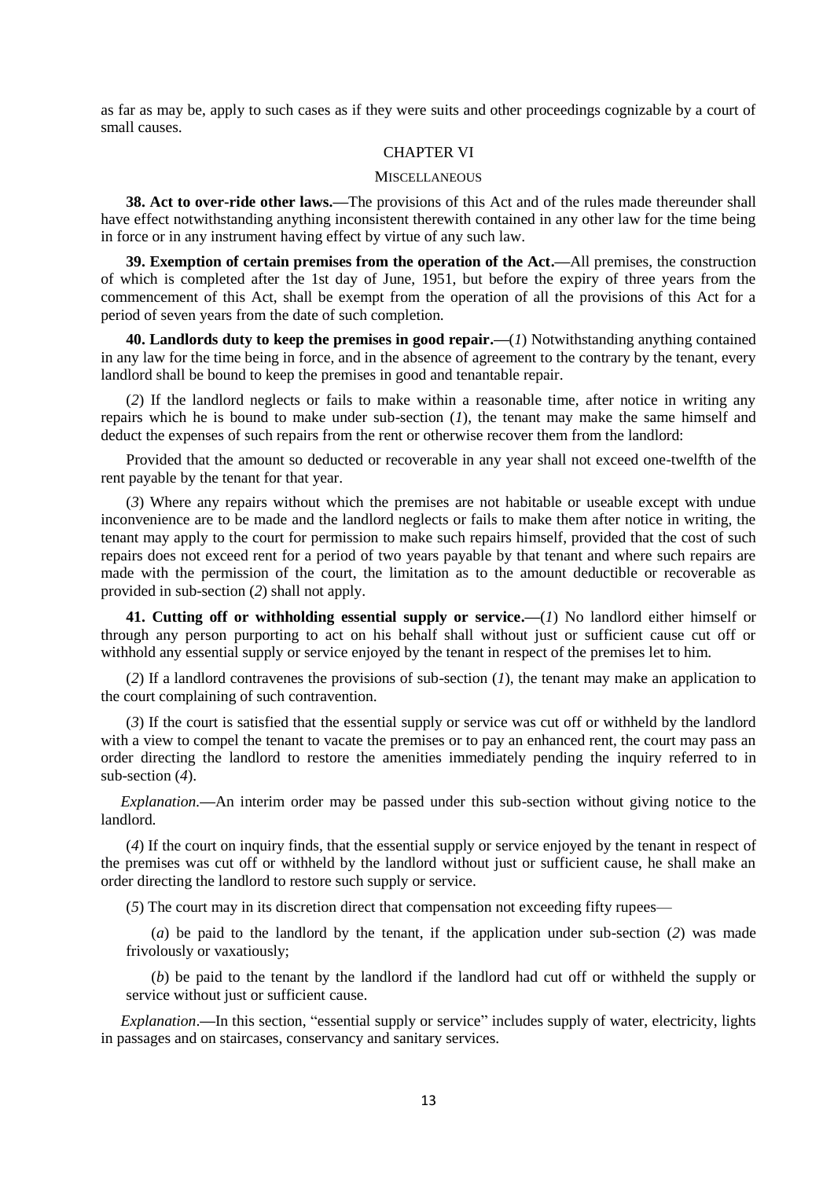as far as may be, apply to such cases as if they were suits and other proceedings cognizable by a court of small causes.

## CHAPTER VI

### MISCELLANEOUS

**38. Act to over-ride other laws.—**The provisions of this Act and of the rules made thereunder shall have effect notwithstanding anything inconsistent therewith contained in any other law for the time being in force or in any instrument having effect by virtue of any such law.

**39. Exemption of certain premises from the operation of the Act.—**All premises, the construction of which is completed after the 1st day of June, 1951, but before the expiry of three years from the commencement of this Act, shall be exempt from the operation of all the provisions of this Act for a period of seven years from the date of such completion.

**40. Landlords duty to keep the premises in good repair.—**(*1*) Notwithstanding anything contained in any law for the time being in force, and in the absence of agreement to the contrary by the tenant, every landlord shall be bound to keep the premises in good and tenantable repair.

(*2*) If the landlord neglects or fails to make within a reasonable time, after notice in writing any repairs which he is bound to make under sub-section (*1*), the tenant may make the same himself and deduct the expenses of such repairs from the rent or otherwise recover them from the landlord:

Provided that the amount so deducted or recoverable in any year shall not exceed one-twelfth of the rent payable by the tenant for that year.

(*3*) Where any repairs without which the premises are not habitable or useable except with undue inconvenience are to be made and the landlord neglects or fails to make them after notice in writing, the tenant may apply to the court for permission to make such repairs himself, provided that the cost of such repairs does not exceed rent for a period of two years payable by that tenant and where such repairs are made with the permission of the court, the limitation as to the amount deductible or recoverable as provided in sub-section (*2*) shall not apply.

**41. Cutting off or withholding essential supply or service.—**(*1*) No landlord either himself or through any person purporting to act on his behalf shall without just or sufficient cause cut off or withhold any essential supply or service enjoyed by the tenant in respect of the premises let to him.

(*2*) If a landlord contravenes the provisions of sub-section (*1*), the tenant may make an application to the court complaining of such contravention.

(*3*) If the court is satisfied that the essential supply or service was cut off or withheld by the landlord with a view to compel the tenant to vacate the premises or to pay an enhanced rent, the court may pass an order directing the landlord to restore the amenities immediately pending the inquiry referred to in sub-section (*4*).

*Explanation.*—An interim order may be passed under this sub-section without giving notice to the landlord.

(*4*) If the court on inquiry finds, that the essential supply or service enjoyed by the tenant in respect of the premises was cut off or withheld by the landlord without just or sufficient cause, he shall make an order directing the landlord to restore such supply or service.

(*5*) The court may in its discretion direct that compensation not exceeding fifty rupees—

(*a*) be paid to the landlord by the tenant, if the application under sub-section (*2*) was made frivolously or vaxatiously;

(*b*) be paid to the tenant by the landlord if the landlord had cut off or withheld the supply or service without just or sufficient cause.

*Explanation*.—In this section, "essential supply or service" includes supply of water, electricity, lights in passages and on staircases, conservancy and sanitary services.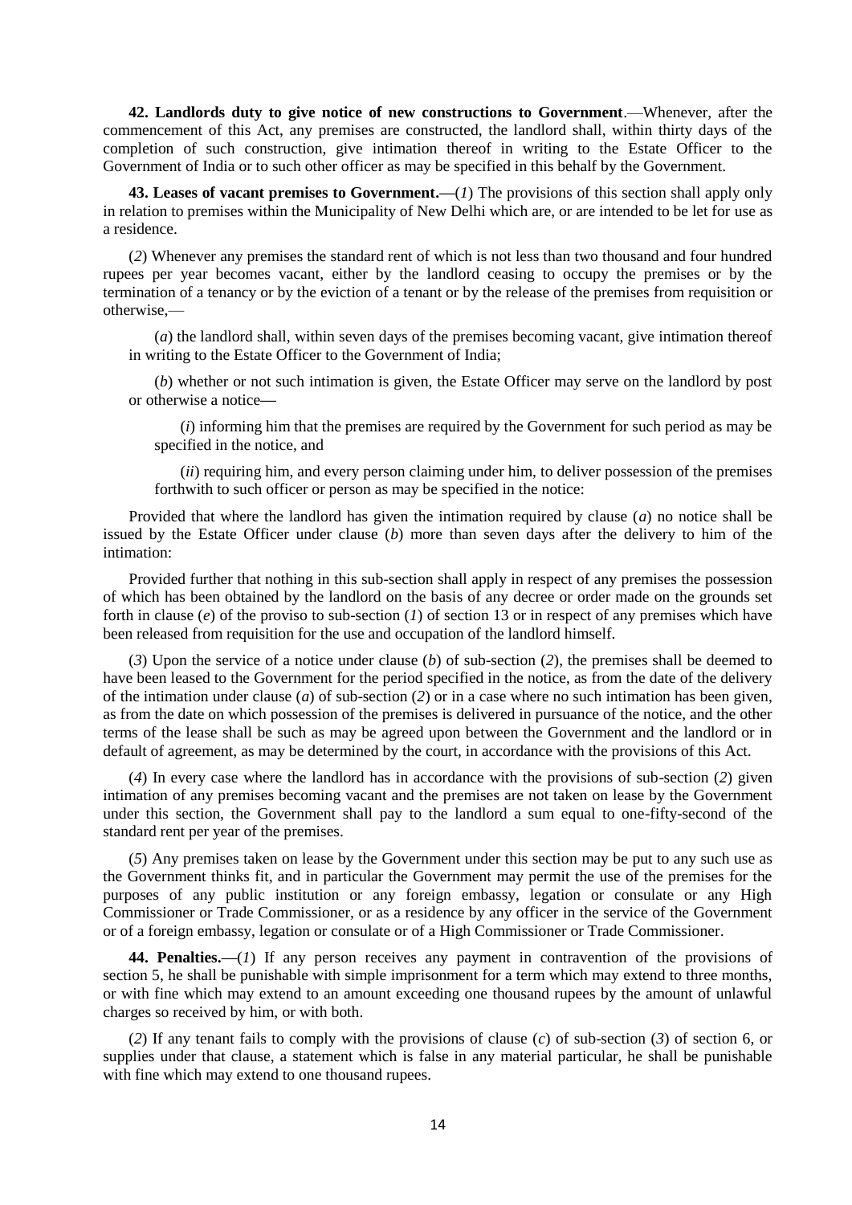**42. Landlords duty to give notice of new constructions to Government**.—Whenever, after the commencement of this Act, any premises are constructed, the landlord shall, within thirty days of the completion of such construction, give intimation thereof in writing to the Estate Officer to the Government of India or to such other officer as may be specified in this behalf by the Government.

**43. Leases of vacant premises to Government.—**(*1*) The provisions of this section shall apply only in relation to premises within the Municipality of New Delhi which are, or are intended to be let for use as a residence.

(*2*) Whenever any premises the standard rent of which is not less than two thousand and four hundred rupees per year becomes vacant, either by the landlord ceasing to occupy the premises or by the termination of a tenancy or by the eviction of a tenant or by the release of the premises from requisition or otherwise,—

(*a*) the landlord shall, within seven days of the premises becoming vacant, give intimation thereof in writing to the Estate Officer to the Government of India;

(*b*) whether or not such intimation is given, the Estate Officer may serve on the landlord by post or otherwise a notice**—**

(*i*) informing him that the premises are required by the Government for such period as may be specified in the notice, and

(*ii*) requiring him, and every person claiming under him, to deliver possession of the premises forthwith to such officer or person as may be specified in the notice:

Provided that where the landlord has given the intimation required by clause (*a*) no notice shall be issued by the Estate Officer under clause (*b*) more than seven days after the delivery to him of the intimation:

Provided further that nothing in this sub-section shall apply in respect of any premises the possession of which has been obtained by the landlord on the basis of any decree or order made on the grounds set forth in clause (*e*) of the proviso to sub-section (*1*) of section 13 or in respect of any premises which have been released from requisition for the use and occupation of the landlord himself.

(*3*) Upon the service of a notice under clause (*b*) of sub-section (*2*), the premises shall be deemed to have been leased to the Government for the period specified in the notice, as from the date of the delivery of the intimation under clause (*a*) of sub-section (*2*) or in a case where no such intimation has been given, as from the date on which possession of the premises is delivered in pursuance of the notice, and the other terms of the lease shall be such as may be agreed upon between the Government and the landlord or in default of agreement, as may be determined by the court, in accordance with the provisions of this Act.

(*4*) In every case where the landlord has in accordance with the provisions of sub-section (*2*) given intimation of any premises becoming vacant and the premises are not taken on lease by the Government under this section, the Government shall pay to the landlord a sum equal to one-fifty-second of the standard rent per year of the premises.

(*5*) Any premises taken on lease by the Government under this section may be put to any such use as the Government thinks fit, and in particular the Government may permit the use of the premises for the purposes of any public institution or any foreign embassy, legation or consulate or any High Commissioner or Trade Commissioner, or as a residence by any officer in the service of the Government or of a foreign embassy, legation or consulate or of a High Commissioner or Trade Commissioner.

**44. Penalties.—**(*1*) If any person receives any payment in contravention of the provisions of section 5, he shall be punishable with simple imprisonment for a term which may extend to three months, or with fine which may extend to an amount exceeding one thousand rupees by the amount of unlawful charges so received by him, or with both.

(*2*) If any tenant fails to comply with the provisions of clause (*c*) of sub-section (*3*) of section 6, or supplies under that clause, a statement which is false in any material particular, he shall be punishable with fine which may extend to one thousand rupees.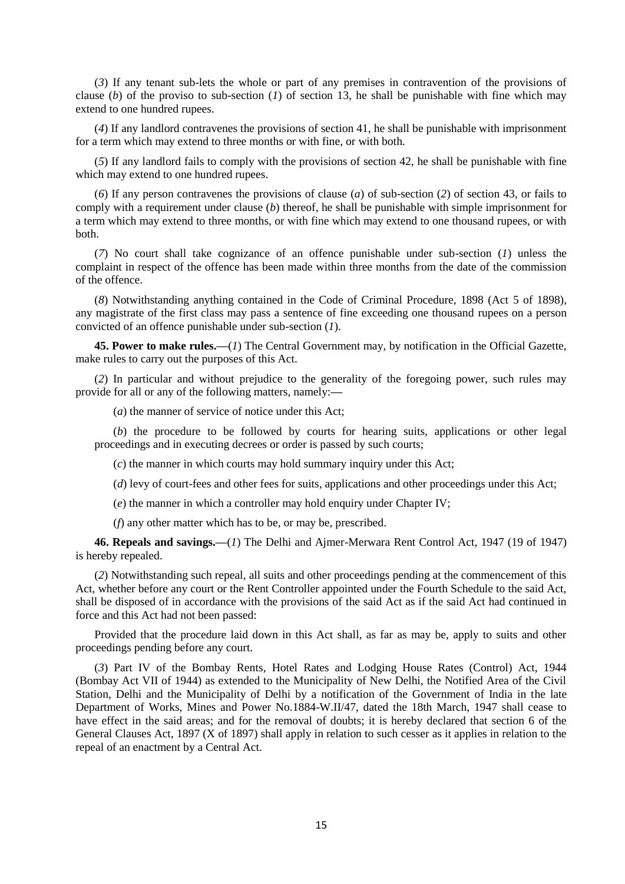(*3*) If any tenant sub-lets the whole or part of any premises in contravention of the provisions of clause (*b*) of the proviso to sub-section (*1*) of section 13, he shall be punishable with fine which may extend to one hundred rupees.

(*4*) If any landlord contravenes the provisions of section 41, he shall be punishable with imprisonment for a term which may extend to three months or with fine, or with both.

(*5*) If any landlord fails to comply with the provisions of section 42, he shall be punishable with fine which may extend to one hundred rupees.

(*6*) If any person contravenes the provisions of clause (*a*) of sub-section (*2*) of section 43, or fails to comply with a requirement under clause (*b*) thereof, he shall be punishable with simple imprisonment for a term which may extend to three months, or with fine which may extend to one thousand rupees, or with both.

(*7*) No court shall take cognizance of an offence punishable under sub-section (*1*) unless the complaint in respect of the offence has been made within three months from the date of the commission of the offence.

(*8*) Notwithstanding anything contained in the Code of Criminal Procedure, 1898 (Act 5 of 1898), any magistrate of the first class may pass a sentence of fine exceeding one thousand rupees on a person convicted of an offence punishable under sub-section (*1*).

**45. Power to make rules.—**(*1*) The Central Government may, by notification in the Official Gazette, make rules to carry out the purposes of this Act.

(*2*) In particular and without prejudice to the generality of the foregoing power, such rules may provide for all or any of the following matters, namely:—

(*a*) the manner of service of notice under this Act;

(*b*) the procedure to be followed by courts for hearing suits, applications or other legal proceedings and in executing decrees or order is passed by such courts;

(*c*) the manner in which courts may hold summary inquiry under this Act;

(*d*) levy of court-fees and other fees for suits, applications and other proceedings under this Act;

(*e*) the manner in which a controller may hold enquiry under Chapter IV;

(*f*) any other matter which has to be, or may be, prescribed.

**46. Repeals and savings.—**(*1*) The Delhi and Ajmer-Merwara Rent Control Act, 1947 (19 of 1947) is hereby repealed.

(*2*) Notwithstanding such repeal, all suits and other proceedings pending at the commencement of this Act, whether before any court or the Rent Controller appointed under the Fourth Schedule to the said Act, shall be disposed of in accordance with the provisions of the said Act as if the said Act had continued in force and this Act had not been passed:

Provided that the procedure laid down in this Act shall, as far as may be, apply to suits and other proceedings pending before any court.

(*3*) Part IV of the Bombay Rents, Hotel Rates and Lodging House Rates (Control) Act, 1944 (Bombay Act VII of 1944) as extended to the Municipality of New Delhi, the Notified Area of the Civil Station, Delhi and the Municipality of Delhi by a notification of the Government of India in the late Department of Works, Mines and Power No.1884-W.II/47, dated the 18th March, 1947 shall cease to have effect in the said areas; and for the removal of doubts; it is hereby declared that section 6 of the General Clauses Act, 1897 (X of 1897) shall apply in relation to such cesser as it applies in relation to the repeal of an enactment by a Central Act.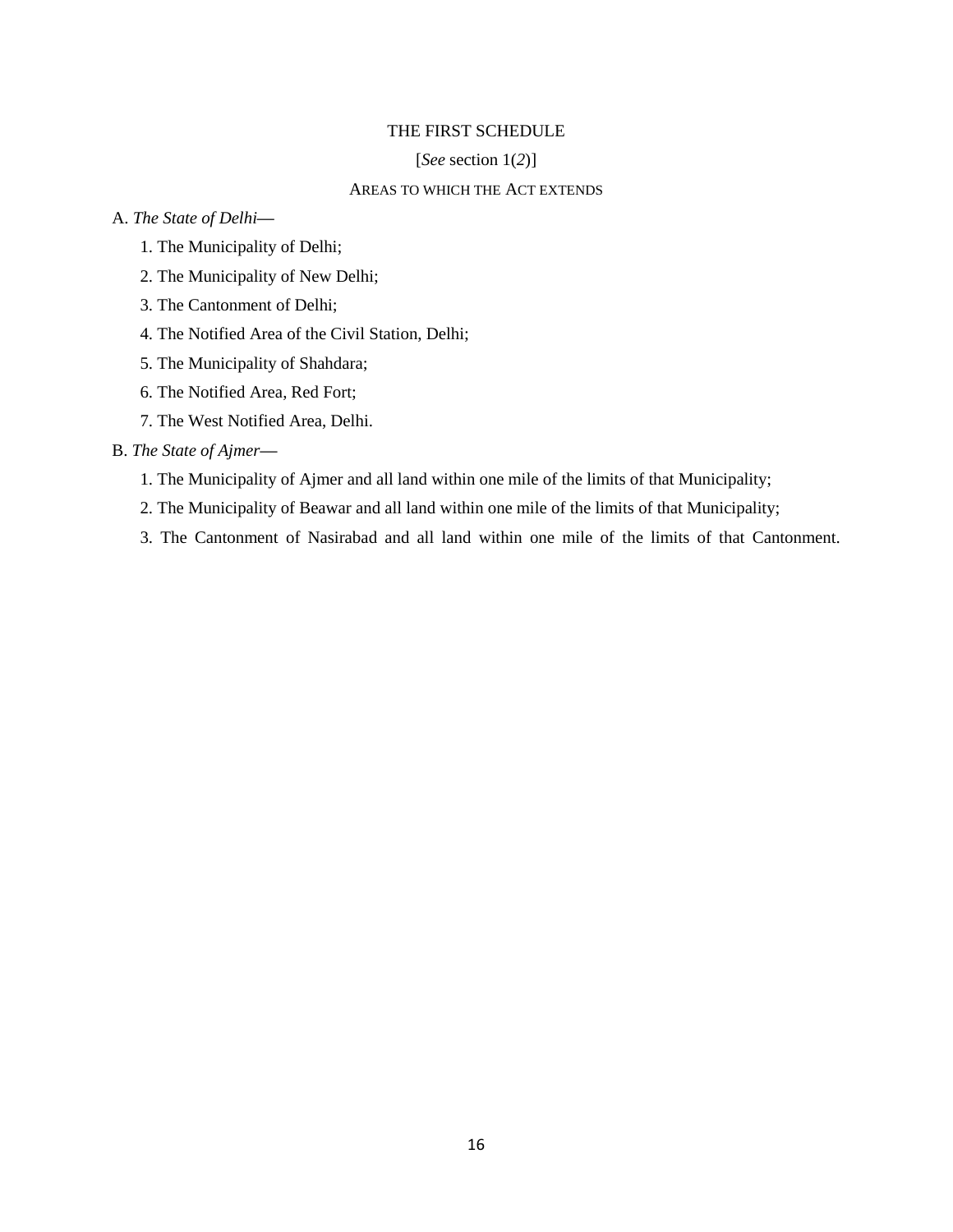# THE FIRST SCHEDULE

[*See* section 1(*2*)]

AREAS TO WHICH THE ACT EXTENDS

A. *The State of Delhi*—

1. The Municipality of Delhi;
2. The Municipality of New Delhi;
3. The Cantonment of Delhi;
4. The Notified Area of the Civil Station, Delhi;
5. The Municipality of Shahdara;
6. The Notified Area, Red Fort;
7. The West Notified Area, Delhi.

B. *The State of Ajmer*—

1. The Municipality of Ajmer and all land within one mile of the limits of that Municipality;
2. The Municipality of Beawar and all land within one mile of the limits of that Municipality;
3. The Cantonment of Nasirabad and all land within one mile of the limits of that Cantonment.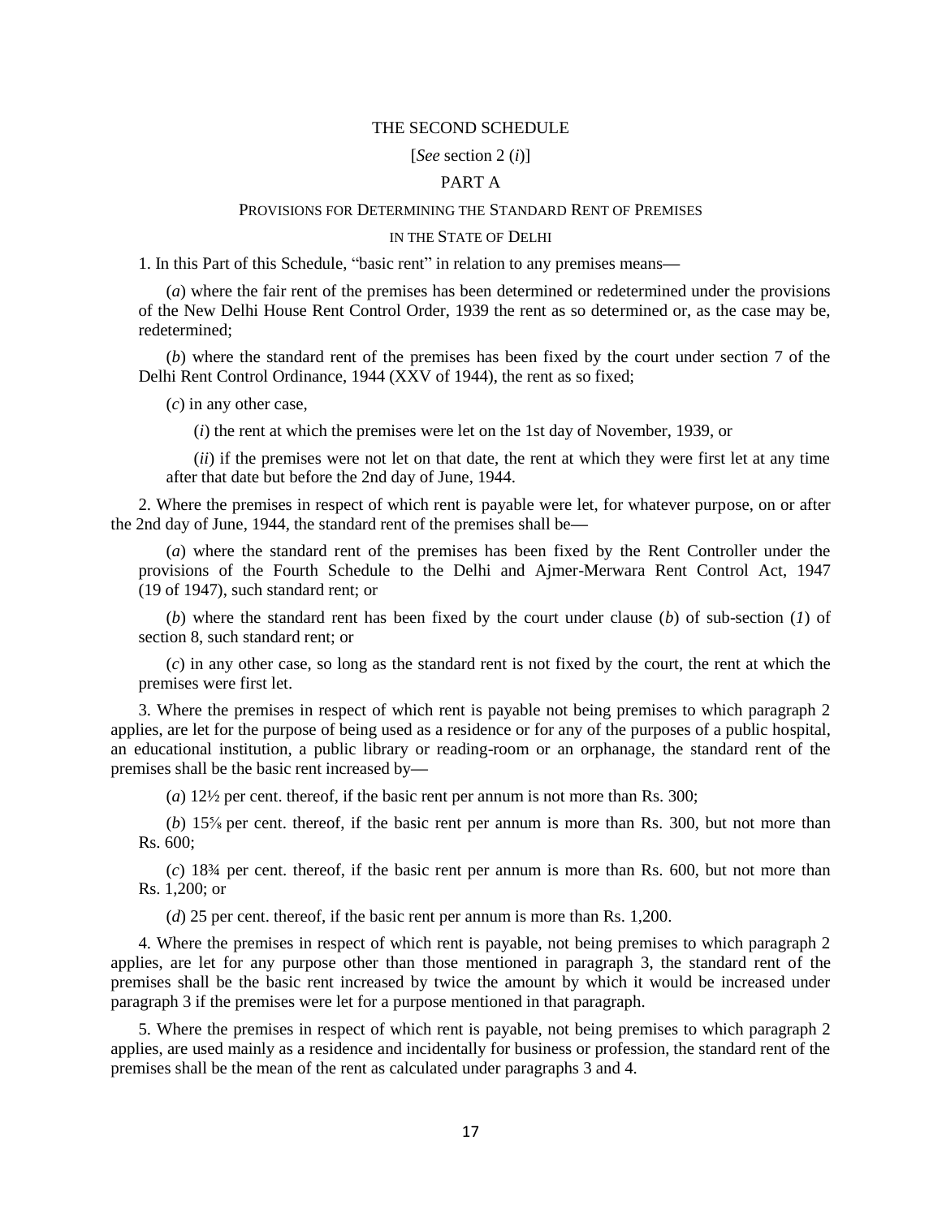## THE SECOND SCHEDULE

[*See* section 2 (*i*)]

### PART A

### PROVISIONS FOR DETERMINING THE STANDARD RENT OF PREMISES IN THE STATE OF DELHI

1. In this Part of this Schedule, "basic rent" in relation to any premises means—

(*a*) where the fair rent of the premises has been determined or redetermined under the provisions of the New Delhi House Rent Control Order, 1939 the rent as so determined or, as the case may be, redetermined;

(*b*) where the standard rent of the premises has been fixed by the court under section 7 of the Delhi Rent Control Ordinance, 1944 (XXV of 1944), the rent as so fixed;

(*c*) in any other case,

(*i*) the rent at which the premises were let on the 1st day of November, 1939, or

(*ii*) if the premises were not let on that date, the rent at which they were first let at any time after that date but before the 2nd day of June, 1944.

2. Where the premises in respect of which rent is payable were let, for whatever purpose, on or after the 2nd day of June, 1944, the standard rent of the premises shall be—

(*a*) where the standard rent of the premises has been fixed by the Rent Controller under the provisions of the Fourth Schedule to the Delhi and Ajmer-Merwara Rent Control Act, 1947 (19 of 1947), such standard rent; or

(*b*) where the standard rent has been fixed by the court under clause (*b*) of sub-section (*1*) of section 8, such standard rent; or

(*c*) in any other case, so long as the standard rent is not fixed by the court, the rent at which the premises were first let.

3. Where the premises in respect of which rent is payable not being premises to which paragraph 2 applies, are let for the purpose of being used as a residence or for any of the purposes of a public hospital, an educational institution, a public library or reading-room or an orphanage, the standard rent of the premises shall be the basic rent increased by—

(*a*) 12½ per cent. thereof, if the basic rent per annum is not more than Rs. 300;

(*b*) 15⅝ per cent. thereof, if the basic rent per annum is more than Rs. 300, but not more than Rs. 600;

(*c*) 18¾ per cent. thereof, if the basic rent per annum is more than Rs. 600, but not more than Rs. 1,200; or

(*d*) 25 per cent. thereof, if the basic rent per annum is more than Rs. 1,200.

4. Where the premises in respect of which rent is payable, not being premises to which paragraph 2 applies, are let for any purpose other than those mentioned in paragraph 3, the standard rent of the premises shall be the basic rent increased by twice the amount by which it would be increased under paragraph 3 if the premises were let for a purpose mentioned in that paragraph.

5. Where the premises in respect of which rent is payable, not being premises to which paragraph 2 applies, are used mainly as a residence and incidentally for business or profession, the standard rent of the premises shall be the mean of the rent as calculated under paragraphs 3 and 4.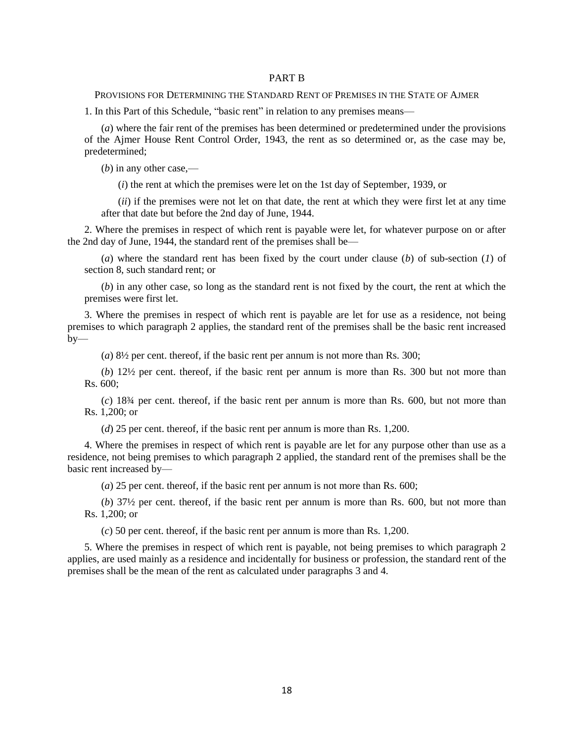## PART B

PROVISIONS FOR DETERMINING THE STANDARD RENT OF PREMISES IN THE STATE OF AJMER

1. In this Part of this Schedule, "basic rent" in relation to any premises means—

(*a*) where the fair rent of the premises has been determined or predetermined under the provisions of the Ajmer House Rent Control Order, 1943, the rent as so determined or, as the case may be, predetermined;

(*b*) in any other case,—

(*i*) the rent at which the premises were let on the 1st day of September, 1939, or

(*ii*) if the premises were not let on that date, the rent at which they were first let at any time after that date but before the 2nd day of June, 1944.

2. Where the premises in respect of which rent is payable were let, for whatever purpose on or after the 2nd day of June, 1944, the standard rent of the premises shall be—

(*a*) where the standard rent has been fixed by the court under clause (*b*) of sub-section (*1*) of section 8, such standard rent; or

(*b*) in any other case, so long as the standard rent is not fixed by the court, the rent at which the premises were first let.

3. Where the premises in respect of which rent is payable are let for use as a residence, not being premises to which paragraph 2 applies, the standard rent of the premises shall be the basic rent increased by—

(*a*) 8½ per cent. thereof, if the basic rent per annum is not more than Rs. 300;

(*b*) 12½ per cent. thereof, if the basic rent per annum is more than Rs. 300 but not more than Rs. 600;

(*c*) 18¾ per cent. thereof, if the basic rent per annum is more than Rs. 600, but not more than Rs. 1,200; or

(*d*) 25 per cent. thereof, if the basic rent per annum is more than Rs. 1,200.

4. Where the premises in respect of which rent is payable are let for any purpose other than use as a residence, not being premises to which paragraph 2 applied, the standard rent of the premises shall be the basic rent increased by—

(*a*) 25 per cent. thereof, if the basic rent per annum is not more than Rs. 600;

(*b*) 37½ per cent. thereof, if the basic rent per annum is more than Rs. 600, but not more than Rs. 1,200; or

(*c*) 50 per cent. thereof, if the basic rent per annum is more than Rs. 1,200.

5. Where the premises in respect of which rent is payable, not being premises to which paragraph 2 applies, are used mainly as a residence and incidentally for business or profession, the standard rent of the premises shall be the mean of the rent as calculated under paragraphs 3 and 4.